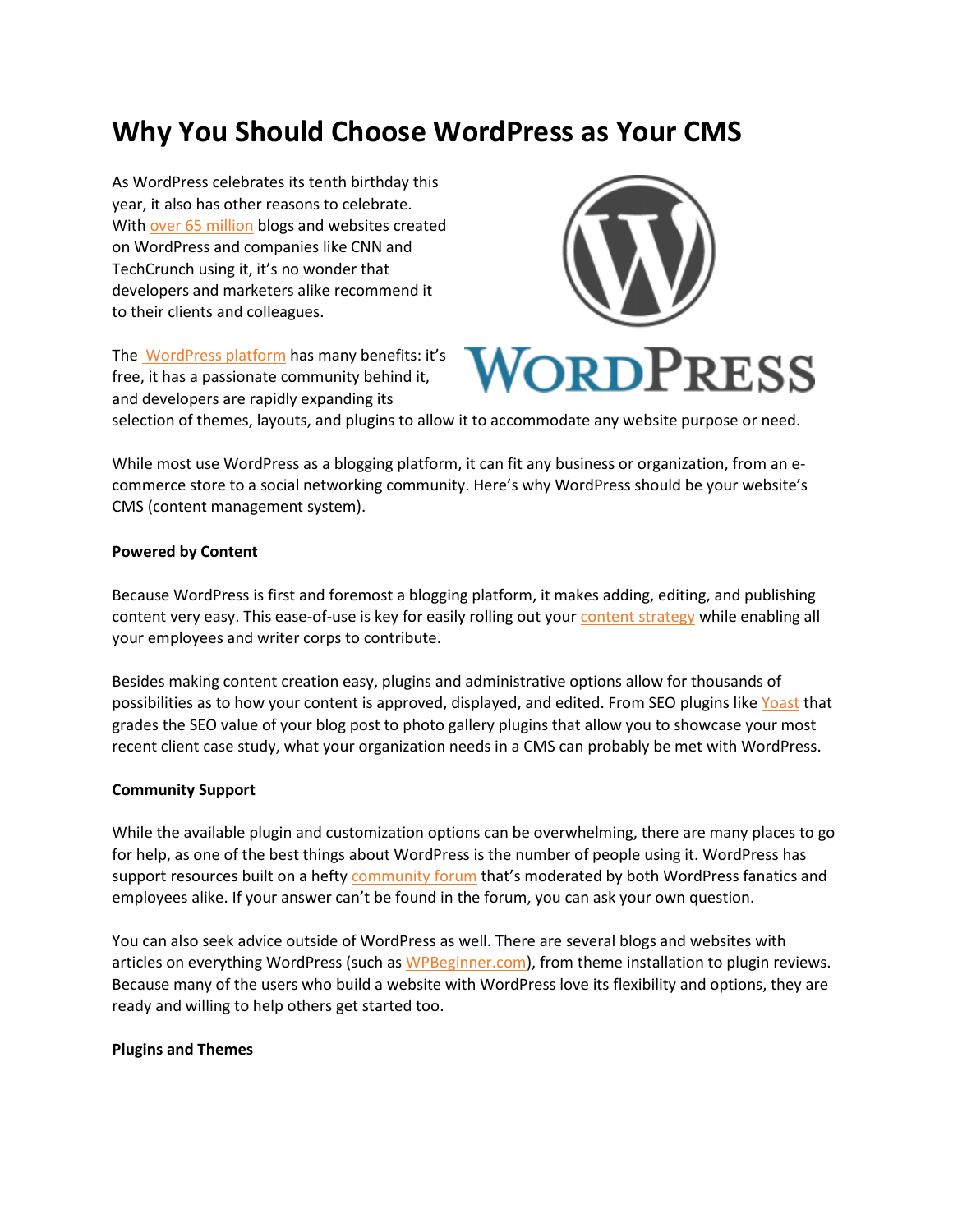# Why You Should Choose WordPress as Your CMS

As WordPress celebrates its tenth birthday this year, it also has other reasons to celebrate. With over 65 million blogs and websites created on WordPress and companies like CNN and TechCrunch using it, it's no wonder that developers and marketers alike recommend it to their clients and colleagues.

The WordPress platform has many benefits: it's free, it has a passionate community behind it, and developers are rapidly expanding its selection of themes, layouts, and plugins to allow it to accommodate any website purpose or need.

While most use WordPress as a blogging platform, it can fit any business or organization, from an e-commerce store to a social networking community. Here's why WordPress should be your website's CMS (content management system).

**Powered by Content**

Because WordPress is first and foremost a blogging platform, it makes adding, editing, and publishing content very easy. This ease-of-use is key for easily rolling out your content strategy while enabling all your employees and writer corps to contribute.

Besides making content creation easy, plugins and administrative options allow for thousands of possibilities as to how your content is approved, displayed, and edited. From SEO plugins like Yoast that grades the SEO value of your blog post to photo gallery plugins that allow you to showcase your most recent client case study, what your organization needs in a CMS can probably be met with WordPress.

**Community Support**

While the available plugin and customization options can be overwhelming, there are many places to go for help, as one of the best things about WordPress is the number of people using it. WordPress has support resources built on a hefty community forum that's moderated by both WordPress fanatics and employees alike. If your answer can't be found in the forum, you can ask your own question.

You can also seek advice outside of WordPress as well. There are several blogs and websites with articles on everything WordPress (such as WPBeginner.com), from theme installation to plugin reviews. Because many of the users who build a website with WordPress love its flexibility and options, they are ready and willing to help others get started too.

**Plugins and Themes**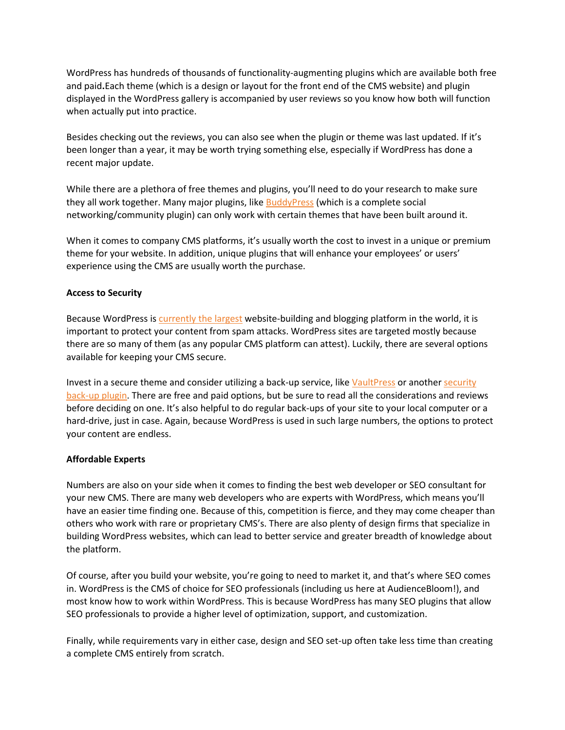WordPress has hundreds of thousands of functionality-augmenting plugins which are available both free and paid**.**Each theme (which is a design or layout for the front end of the CMS website) and plugin displayed in the WordPress gallery is accompanied by user reviews so you know how both will function when actually put into practice.

Besides checking out the reviews, you can also see when the plugin or theme was last updated. If it's been longer than a year, it may be worth trying something else, especially if WordPress has done a recent major update.

While there are a plethora of free themes and plugins, you'll need to do your research to make sure they all work together. Many major plugins, like BuddyPress (which is a complete social networking/community plugin) can only work with certain themes that have been built around it.

When it comes to company CMS platforms, it's usually worth the cost to invest in a unique or premium theme for your website. In addition, unique plugins that will enhance your employees' or users' experience using the CMS are usually worth the purchase.

**Access to Security**

Because WordPress is currently the largest website-building and blogging platform in the world, it is important to protect your content from spam attacks. WordPress sites are targeted mostly because there are so many of them (as any popular CMS platform can attest). Luckily, there are several options available for keeping your CMS secure.

Invest in a secure theme and consider utilizing a back-up service, like VaultPress or another security back-up plugin. There are free and paid options, but be sure to read all the considerations and reviews before deciding on one. It's also helpful to do regular back-ups of your site to your local computer or a hard-drive, just in case. Again, because WordPress is used in such large numbers, the options to protect your content are endless.

**Affordable Experts**

Numbers are also on your side when it comes to finding the best web developer or SEO consultant for your new CMS. There are many web developers who are experts with WordPress, which means you'll have an easier time finding one. Because of this, competition is fierce, and they may come cheaper than others who work with rare or proprietary CMS's. There are also plenty of design firms that specialize in building WordPress websites, which can lead to better service and greater breadth of knowledge about the platform.

Of course, after you build your website, you're going to need to market it, and that's where SEO comes in. WordPress is the CMS of choice for SEO professionals (including us here at AudienceBloom!), and most know how to work within WordPress. This is because WordPress has many SEO plugins that allow SEO professionals to provide a higher level of optimization, support, and customization.

Finally, while requirements vary in either case, design and SEO set-up often take less time than creating a complete CMS entirely from scratch.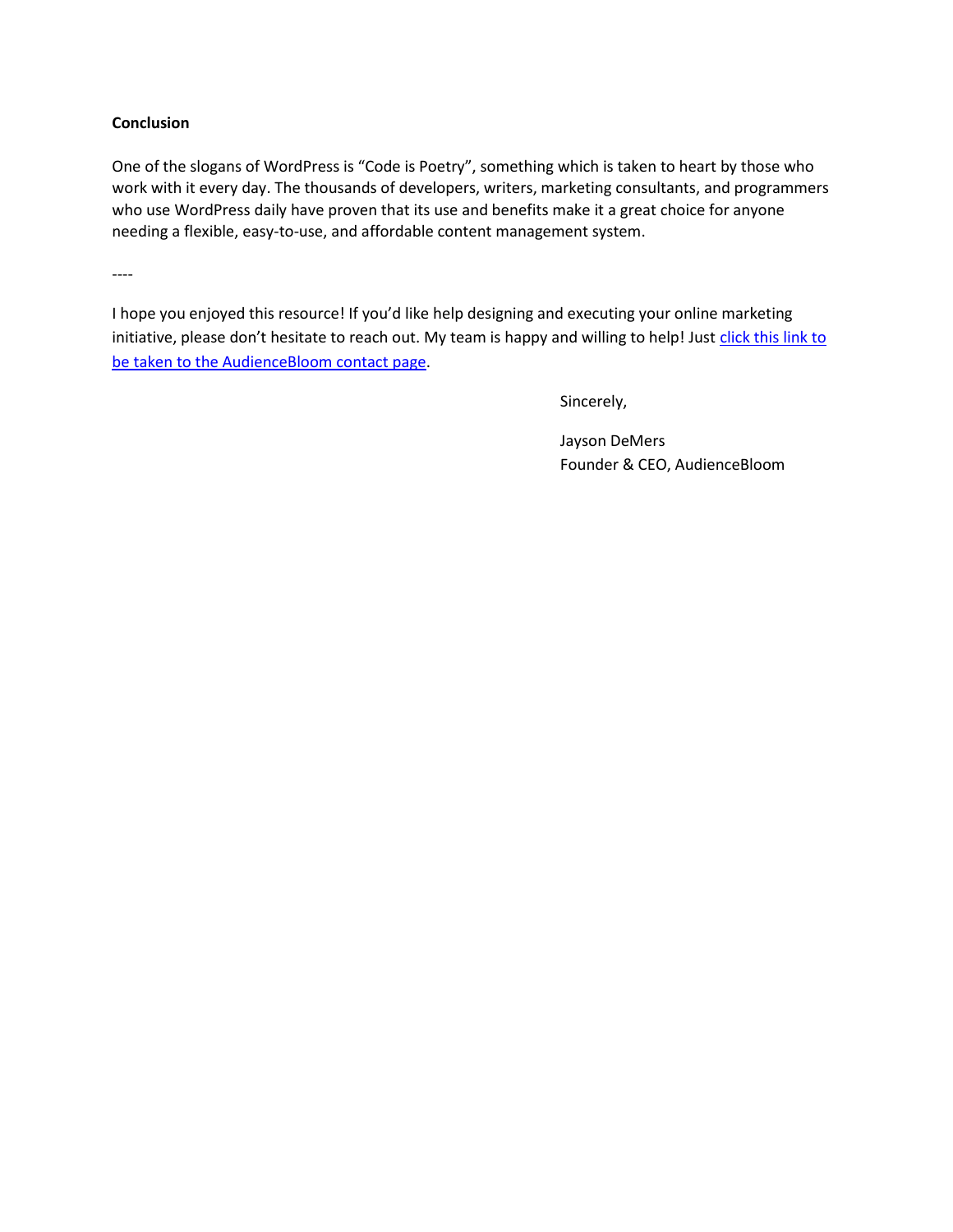**Conclusion**

One of the slogans of WordPress is "Code is Poetry", something which is taken to heart by those who work with it every day. The thousands of developers, writers, marketing consultants, and programmers who use WordPress daily have proven that its use and benefits make it a great choice for anyone needing a flexible, easy-to-use, and affordable content management system.

----

I hope you enjoyed this resource! If you'd like help designing and executing your online marketing initiative, please don't hesitate to reach out. My team is happy and willing to help! Just click this link to be taken to the AudienceBloom contact page.

Sincerely,

Jayson DeMers
Founder & CEO, AudienceBloom